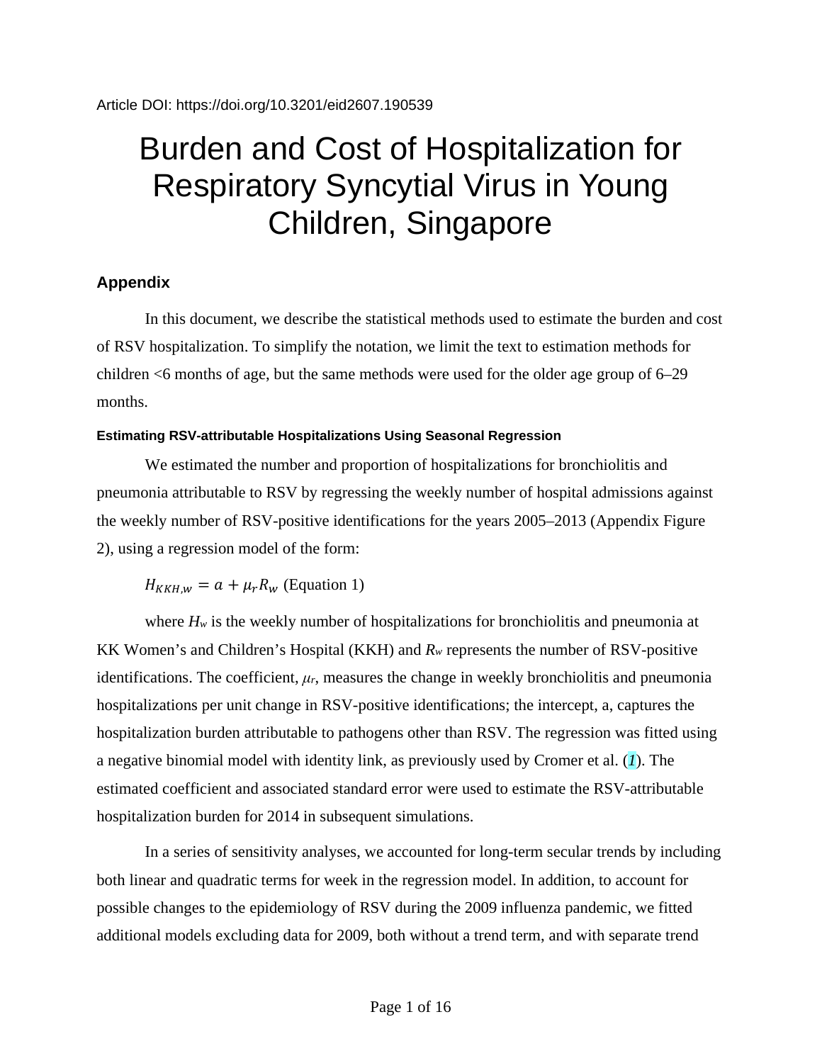Article DOI: https://doi.org/10.3201/eid2607.190539

# Burden and Cost of Hospitalization for Respiratory Syncytial Virus in Young Children, Singapore

## Appendix

In this document, we describe the statistical methods used to estimate the burden and cost of RSV hospitalization. To simplify the notation, we limit the text to estimation methods for children <6 months of age, but the same methods were used for the older age group of 6–29 months.

### Estimating RSV-attributable Hospitalizations Using Seasonal Regression

We estimated the number and proportion of hospitalizations for bronchiolitis and pneumonia attributable to RSV by regressing the weekly number of hospital admissions against the weekly number of RSV-positive identifications for the years 2005–2013 (Appendix Figure 2), using a regression model of the form:

$H_{KKH,w} = a + \mu_r R_w$ (Equation 1)

where $H_w$ is the weekly number of hospitalizations for bronchiolitis and pneumonia at KK Women's and Children's Hospital (KKH) and $R_w$ represents the number of RSV-positive identifications. The coefficient, $\mu_r$, measures the change in weekly bronchiolitis and pneumonia hospitalizations per unit change in RSV-positive identifications; the intercept, a, captures the hospitalization burden attributable to pathogens other than RSV. The regression was fitted using a negative binomial model with identity link, as previously used by Cromer et al. (*1*). The estimated coefficient and associated standard error were used to estimate the RSV-attributable hospitalization burden for 2014 in subsequent simulations.

In a series of sensitivity analyses, we accounted for long-term secular trends by including both linear and quadratic terms for week in the regression model. In addition, to account for possible changes to the epidemiology of RSV during the 2009 influenza pandemic, we fitted additional models excluding data for 2009, both without a trend term, and with separate trend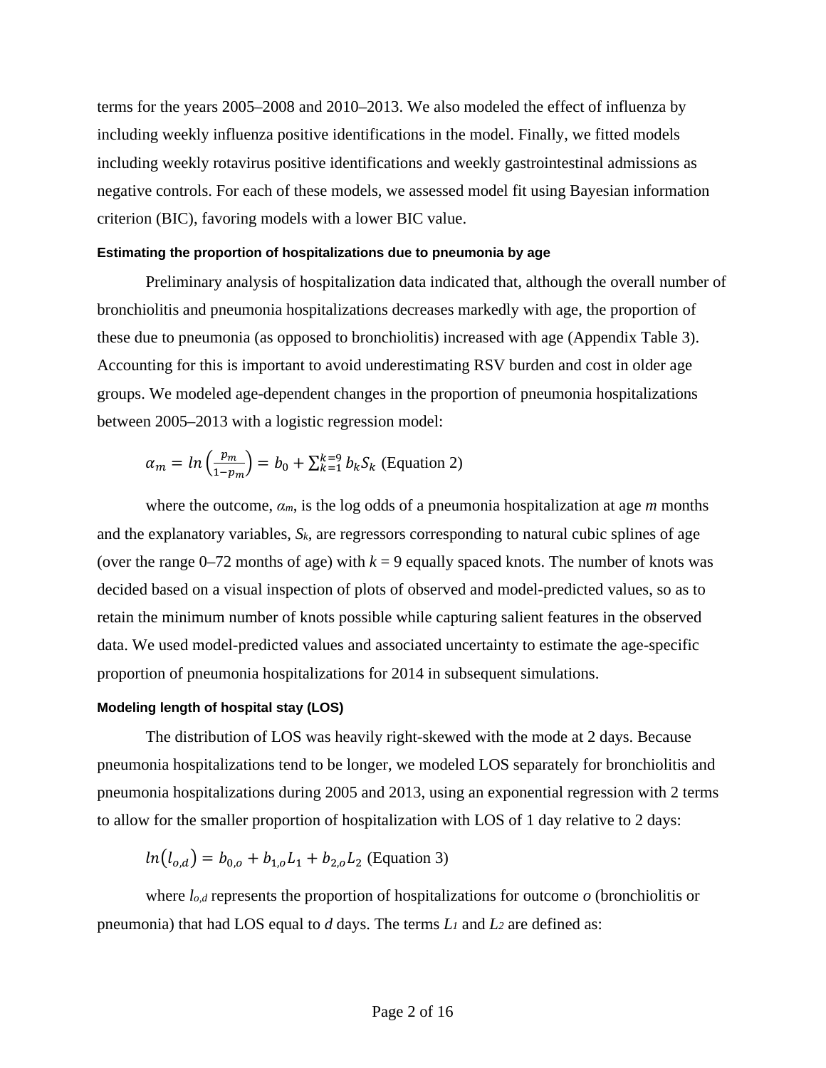terms for the years 2005–2008 and 2010–2013. We also modeled the effect of influenza by including weekly influenza positive identifications in the model. Finally, we fitted models including weekly rotavirus positive identifications and weekly gastrointestinal admissions as negative controls. For each of these models, we assessed model fit using Bayesian information criterion (BIC), favoring models with a lower BIC value.

#### Estimating the proportion of hospitalizations due to pneumonia by age

Preliminary analysis of hospitalization data indicated that, although the overall number of bronchiolitis and pneumonia hospitalizations decreases markedly with age, the proportion of these due to pneumonia (as opposed to bronchiolitis) increased with age (Appendix Table 3). Accounting for this is important to avoid underestimating RSV burden and cost in older age groups. We modeled age-dependent changes in the proportion of pneumonia hospitalizations between 2005–2013 with a logistic regression model:

$$\alpha_m = ln\left(\frac{p_m}{1-p_m}\right) = b_0 + \sum_{k=1}^{k=9} b_k S_k \text{ (Equation 2)}$$

where the outcome, $\alpha_m$, is the log odds of a pneumonia hospitalization at age *m* months and the explanatory variables, $S_k$, are regressors corresponding to natural cubic splines of age (over the range 0–72 months of age) with $k = 9$ equally spaced knots. The number of knots was decided based on a visual inspection of plots of observed and model-predicted values, so as to retain the minimum number of knots possible while capturing salient features in the observed data. We used model-predicted values and associated uncertainty to estimate the age-specific proportion of pneumonia hospitalizations for 2014 in subsequent simulations.

#### Modeling length of hospital stay (LOS)

The distribution of LOS was heavily right-skewed with the mode at 2 days. Because pneumonia hospitalizations tend to be longer, we modeled LOS separately for bronchiolitis and pneumonia hospitalizations during 2005 and 2013, using an exponential regression with 2 terms to allow for the smaller proportion of hospitalization with LOS of 1 day relative to 2 days:

$$ln(l_{o,d}) = b_{0,o} + b_{1,o}L_1 + b_{2,o}L_2 \text{ (Equation 3)}$$

where $l_{o,d}$ represents the proportion of hospitalizations for outcome *o* (bronchiolitis or pneumonia) that had LOS equal to *d* days. The terms $L_1$ and $L_2$ are defined as: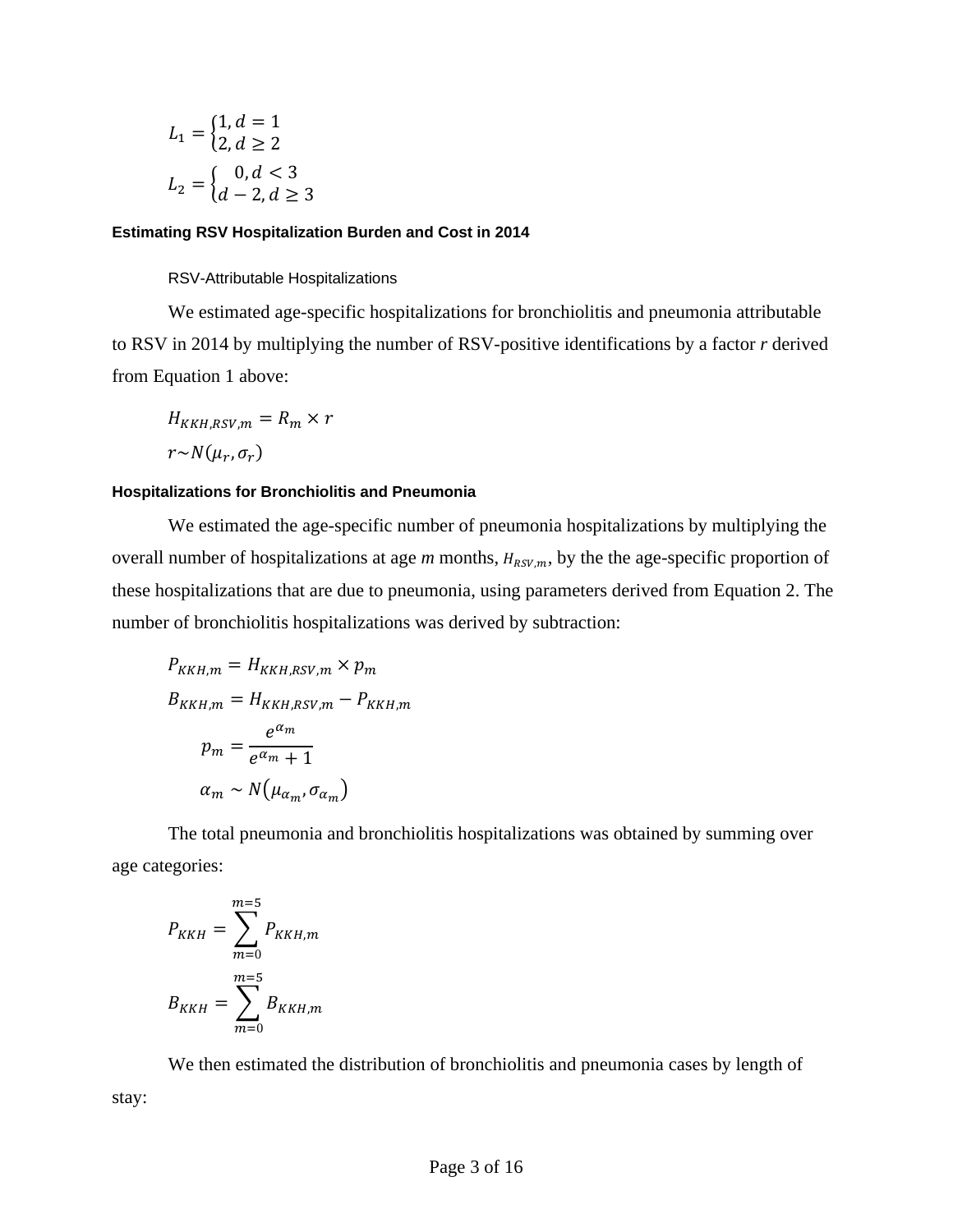$$L_1 = \begin{cases} 1, d = 1 \\ 2, d \geq 2 \end{cases}$$

$$L_2 = \begin{cases} 0, d < 3 \\ d - 2, d \geq 3 \end{cases}$$

### Estimating RSV Hospitalization Burden and Cost in 2014

RSV-Attributable Hospitalizations

We estimated age-specific hospitalizations for bronchiolitis and pneumonia attributable to RSV in 2014 by multiplying the number of RSV-positive identifications by a factor *r* derived from Equation 1 above:

$$H_{KKH,RSV,m} = R_m \times r$$

$$r \sim N(\mu_r, \sigma_r)$$

### Hospitalizations for Bronchiolitis and Pneumonia

We estimated the age-specific number of pneumonia hospitalizations by multiplying the overall number of hospitalizations at age *m* months, $H_{RSV,m}$, by the the age-specific proportion of these hospitalizations that are due to pneumonia, using parameters derived from Equation 2. The number of bronchiolitis hospitalizations was derived by subtraction:

$$P_{KKH,m} = H_{KKH,RSV,m} \times p_m$$

$$B_{KKH,m} = H_{KKH,RSV,m} - P_{KKH,m}$$

$$p_m = \frac{e^{\alpha_m}}{e^{\alpha_m} + 1}$$

$$\alpha_m \sim N(\mu_{\alpha_m}, \sigma_{\alpha_m})$$

The total pneumonia and bronchiolitis hospitalizations was obtained by summing over age categories:

$$P_{KKH} = \sum_{m=0}^{m=5} P_{KKH,m}$$

$$B_{KKH} = \sum_{m=0}^{m=5} B_{KKH,m}$$

We then estimated the distribution of bronchiolitis and pneumonia cases by length of stay: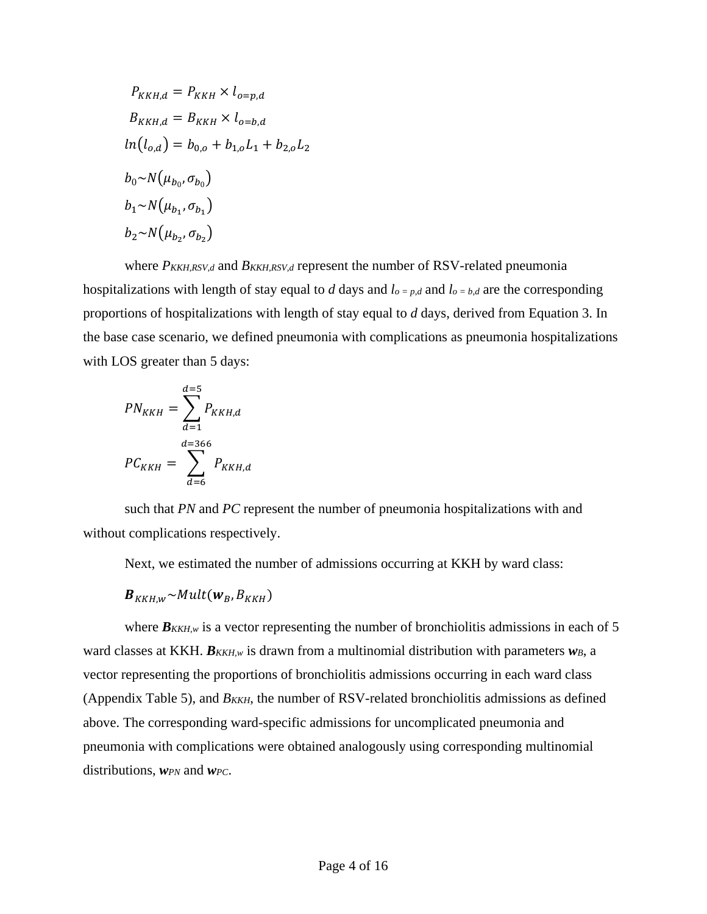$$P_{KKH,d} = P_{KKH} \times l_{o=p,d}$$

$$B_{KKH,d} = B_{KKH} \times l_{o=b,d}$$

$$ln(l_{o,d}) = b_{0,o} + b_{1,o}L_1 + b_{2,o}L_2$$

$$b_0 \sim N(\mu_{b_0}, \sigma_{b_0})$$

$$b_1 \sim N(\mu_{b_1}, \sigma_{b_1})$$

$$b_2 \sim N(\mu_{b_2}, \sigma_{b_2})$$

where $P_{KKH,RSV,d}$ and $B_{KKH,RSV,d}$ represent the number of RSV-related pneumonia hospitalizations with length of stay equal to *d* days and $l_{o=p,d}$ and $l_{o=b,d}$ are the corresponding proportions of hospitalizations with length of stay equal to *d* days, derived from Equation 3. In the base case scenario, we defined pneumonia with complications as pneumonia hospitalizations with LOS greater than 5 days:

$$PN_{KKH} = \sum_{d=1}^{d=5} P_{KKH,d}$$

$$PC_{KKH} = \sum_{d=6}^{d=366} P_{KKH,d}$$

such that *PN* and *PC* represent the number of pneumonia hospitalizations with and without complications respectively.

Next, we estimated the number of admissions occurring at KKH by ward class:

$$\boldsymbol{B}_{KKH,w} \sim Mult(\boldsymbol{w}_B, B_{KKH})$$

where $\boldsymbol{B}_{KKH,w}$ is a vector representing the number of bronchiolitis admissions in each of 5 ward classes at KKH. $\boldsymbol{B}_{KKH,w}$ is drawn from a multinomial distribution with parameters $\boldsymbol{w}_B$, a vector representing the proportions of bronchiolitis admissions occurring in each ward class (Appendix Table 5), and $B_{KKH}$, the number of RSV-related bronchiolitis admissions as defined above. The corresponding ward-specific admissions for uncomplicated pneumonia and pneumonia with complications were obtained analogously using corresponding multinomial distributions, $\boldsymbol{w}_{PN}$ and $\boldsymbol{w}_{PC}$.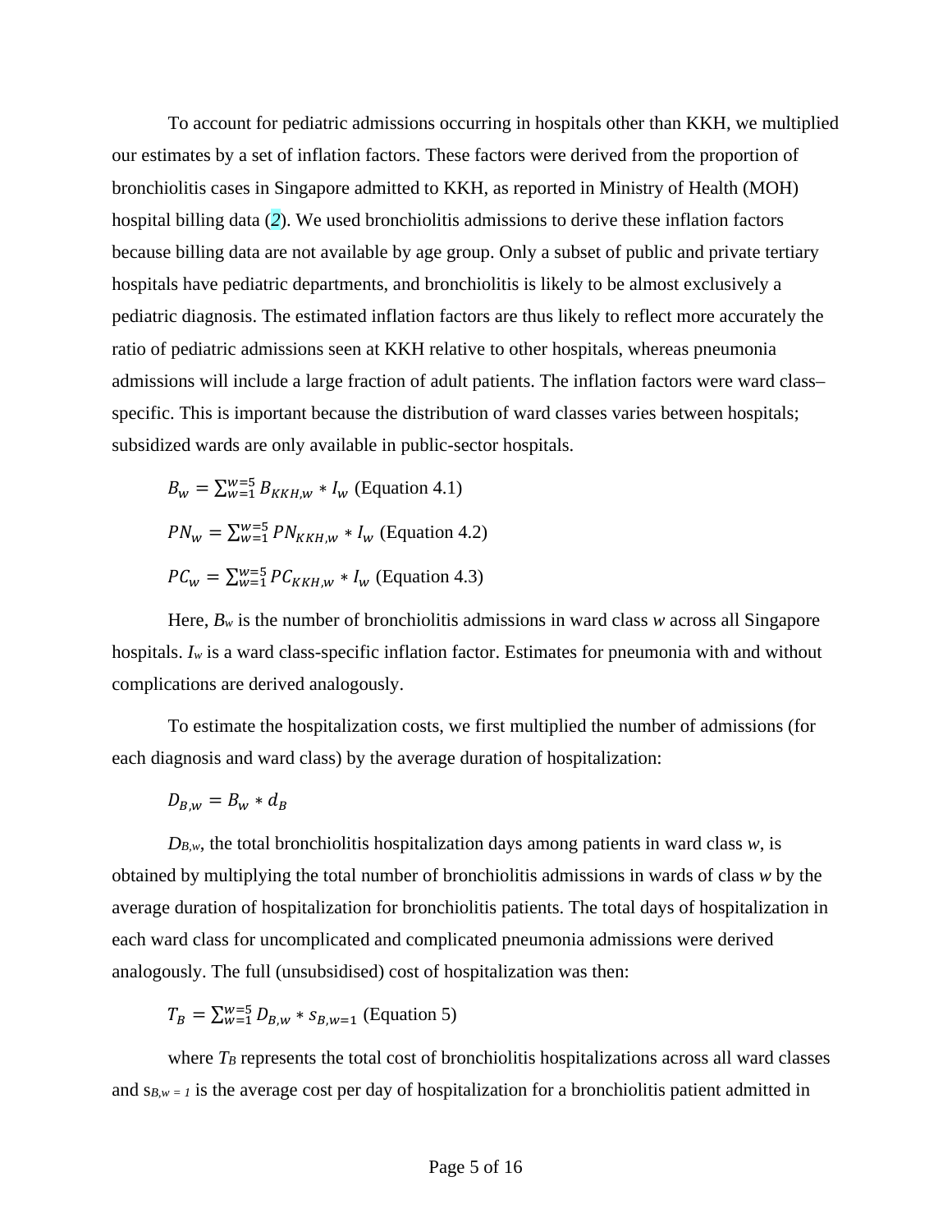To account for pediatric admissions occurring in hospitals other than KKH, we multiplied our estimates by a set of inflation factors. These factors were derived from the proportion of bronchiolitis cases in Singapore admitted to KKH, as reported in Ministry of Health (MOH) hospital billing data (*2*). We used bronchiolitis admissions to derive these inflation factors because billing data are not available by age group. Only a subset of public and private tertiary hospitals have pediatric departments, and bronchiolitis is likely to be almost exclusively a pediatric diagnosis. The estimated inflation factors are thus likely to reflect more accurately the ratio of pediatric admissions seen at KKH relative to other hospitals, whereas pneumonia admissions will include a large fraction of adult patients. The inflation factors were ward class–specific. This is important because the distribution of ward classes varies between hospitals; subsidized wards are only available in public-sector hospitals.

$$B_w = \sum_{w=1}^{w=5} B_{KKH,w} * I_w \text{ (Equation 4.1)}$$

$$PN_w = \sum_{w=1}^{w=5} PN_{KKH,w} * I_w \text{ (Equation 4.2)}$$

$$PC_w = \sum_{w=1}^{w=5} PC_{KKH,w} * I_w \text{ (Equation 4.3)}$$

Here, $B_w$ is the number of bronchiolitis admissions in ward class $w$ across all Singapore hospitals. $I_w$ is a ward class-specific inflation factor. Estimates for pneumonia with and without complications are derived analogously.

To estimate the hospitalization costs, we first multiplied the number of admissions (for each diagnosis and ward class) by the average duration of hospitalization:

$$D_{B,w} = B_w * d_B$$

$D_{B,w}$, the total bronchiolitis hospitalization days among patients in ward class $w$, is obtained by multiplying the total number of bronchiolitis admissions in wards of class $w$ by the average duration of hospitalization for bronchiolitis patients. The total days of hospitalization in each ward class for uncomplicated and complicated pneumonia admissions were derived analogously. The full (unsubsidised) cost of hospitalization was then:

$$T_B = \sum_{w=1}^{w=5} D_{B,w} * s_{B,w=1} \text{ (Equation 5)}$$

where $T_B$ represents the total cost of bronchiolitis hospitalizations across all ward classes and $s_{B,w=1}$ is the average cost per day of hospitalization for a bronchiolitis patient admitted in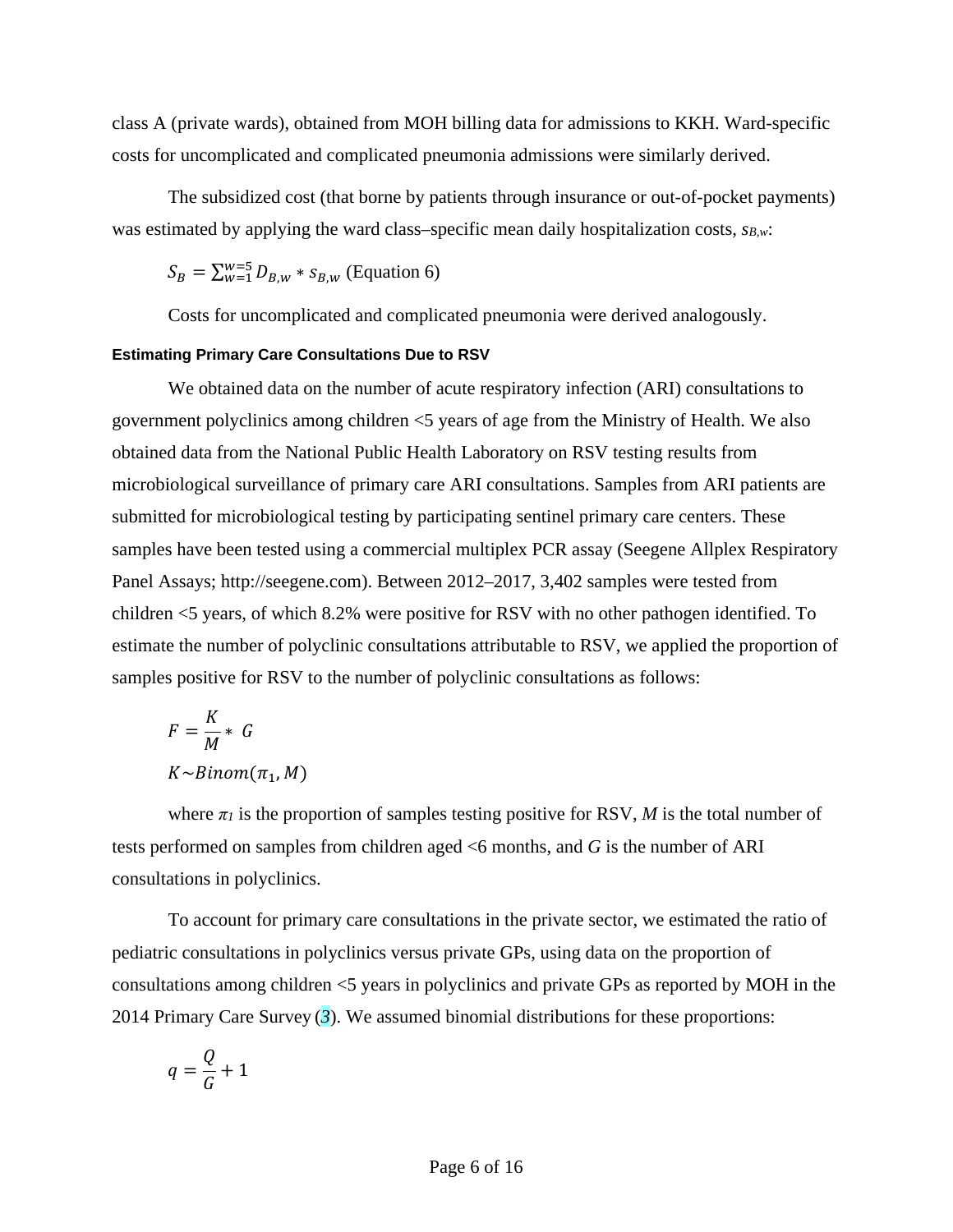class A (private wards), obtained from MOH billing data for admissions to KKH. Ward-specific costs for uncomplicated and complicated pneumonia admissions were similarly derived.

The subsidized cost (that borne by patients through insurance or out-of-pocket payments) was estimated by applying the ward class–specific mean daily hospitalization costs, $s_{B,w}$:

$$S_B = \sum_{w=1}^{w=5} D_{B,w} * s_{B,w} \text{ (Equation 6)}$$

Costs for uncomplicated and complicated pneumonia were derived analogously.

#### Estimating Primary Care Consultations Due to RSV

We obtained data on the number of acute respiratory infection (ARI) consultations to government polyclinics among children <5 years of age from the Ministry of Health. We also obtained data from the National Public Health Laboratory on RSV testing results from microbiological surveillance of primary care ARI consultations. Samples from ARI patients are submitted for microbiological testing by participating sentinel primary care centers. These samples have been tested using a commercial multiplex PCR assay (Seegene Allplex Respiratory Panel Assays; http://seegene.com). Between 2012–2017, 3,402 samples were tested from children <5 years, of which 8.2% were positive for RSV with no other pathogen identified. To estimate the number of polyclinic consultations attributable to RSV, we applied the proportion of samples positive for RSV to the number of polyclinic consultations as follows:

$$F = \frac{K}{M} * G$$

$$K \sim Binom(\pi_1, M)$$

where $\pi_1$ is the proportion of samples testing positive for RSV, $M$ is the total number of tests performed on samples from children aged <6 months, and $G$ is the number of ARI consultations in polyclinics.

To account for primary care consultations in the private sector, we estimated the ratio of pediatric consultations in polyclinics versus private GPs, using data on the proportion of consultations among children <5 years in polyclinics and private GPs as reported by MOH in the 2014 Primary Care Survey (3). We assumed binomial distributions for these proportions:

$$q = \frac{Q}{G} + 1$$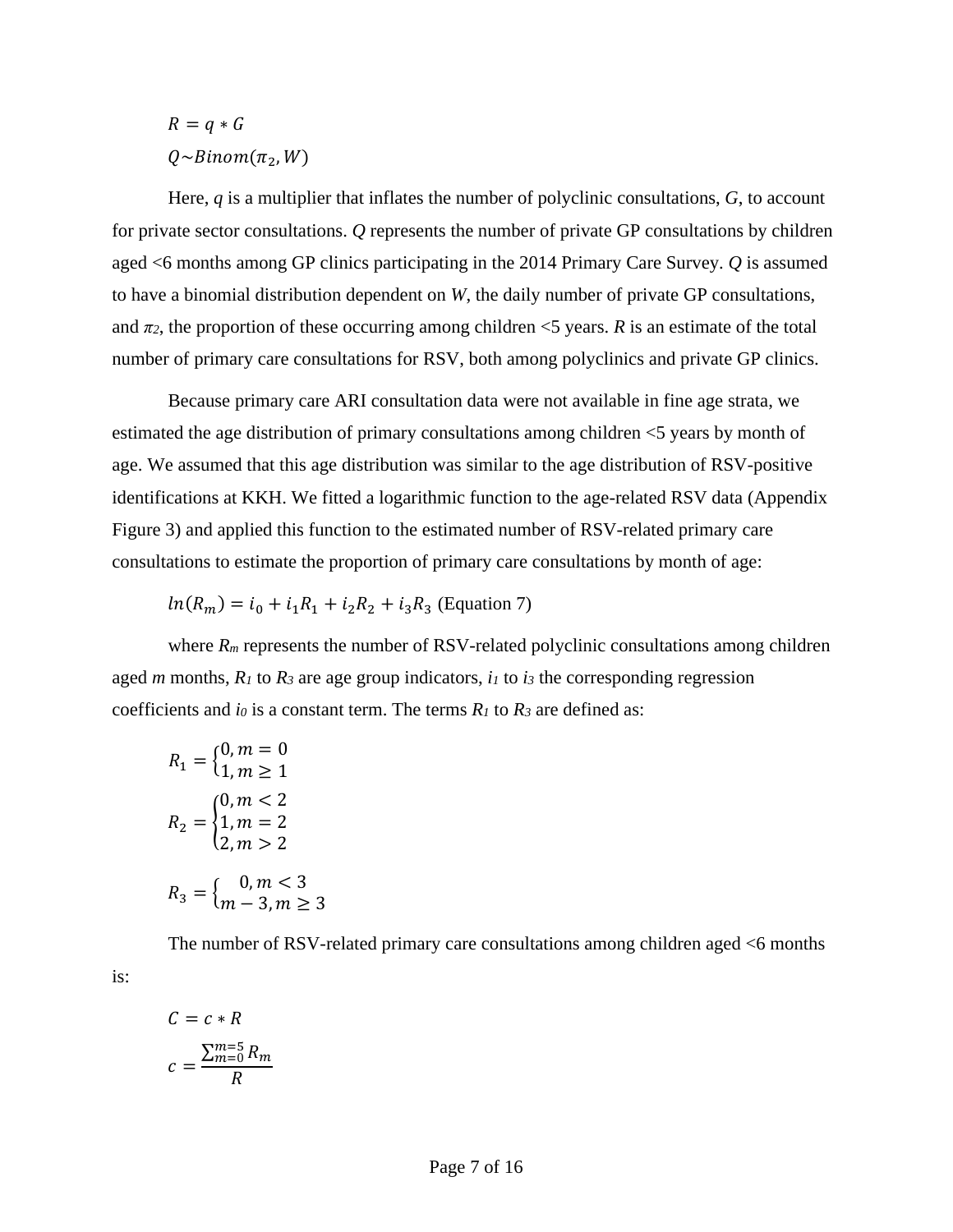$$R = q * G$$

$$Q \sim Binom(\pi_2, W)$$

Here, $q$ is a multiplier that inflates the number of polyclinic consultations, $G$, to account for private sector consultations. $Q$ represents the number of private GP consultations by children aged <6 months among GP clinics participating in the 2014 Primary Care Survey. $Q$ is assumed to have a binomial distribution dependent on $W$, the daily number of private GP consultations, and $\pi_2$, the proportion of these occurring among children <5 years. $R$ is an estimate of the total number of primary care consultations for RSV, both among polyclinics and private GP clinics.

Because primary care ARI consultation data were not available in fine age strata, we estimated the age distribution of primary consultations among children <5 years by month of age. We assumed that this age distribution was similar to the age distribution of RSV-positive identifications at KKH. We fitted a logarithmic function to the age-related RSV data (Appendix Figure 3) and applied this function to the estimated number of RSV-related primary care consultations to estimate the proportion of primary care consultations by month of age:

$$ln(R_m) = i_0 + i_1 R_1 + i_2 R_2 + i_3 R_3 \text{ (Equation 7)}$$

where $R_m$ represents the number of RSV-related polyclinic consultations among children aged $m$ months, $R_1$ to $R_3$ are age group indicators, $i_1$ to $i_3$ the corresponding regression coefficients and $i_0$ is a constant term. The terms $R_1$ to $R_3$ are defined as:

$$R_1 = \begin{cases} 0, m = 0 \\ 1, m \geq 1 \end{cases}$$

$$R_2 = \begin{cases} 0, m < 2 \\ 1, m = 2 \\ 2, m > 2 \end{cases}$$

$$R_3 = \begin{cases} 0, m < 3 \\ m - 3, m \geq 3 \end{cases}$$

The number of RSV-related primary care consultations among children aged <6 months is:

$$C = c * R$$

$$c = \frac{\sum_{m=0}^{m=5} R_m}{R}$$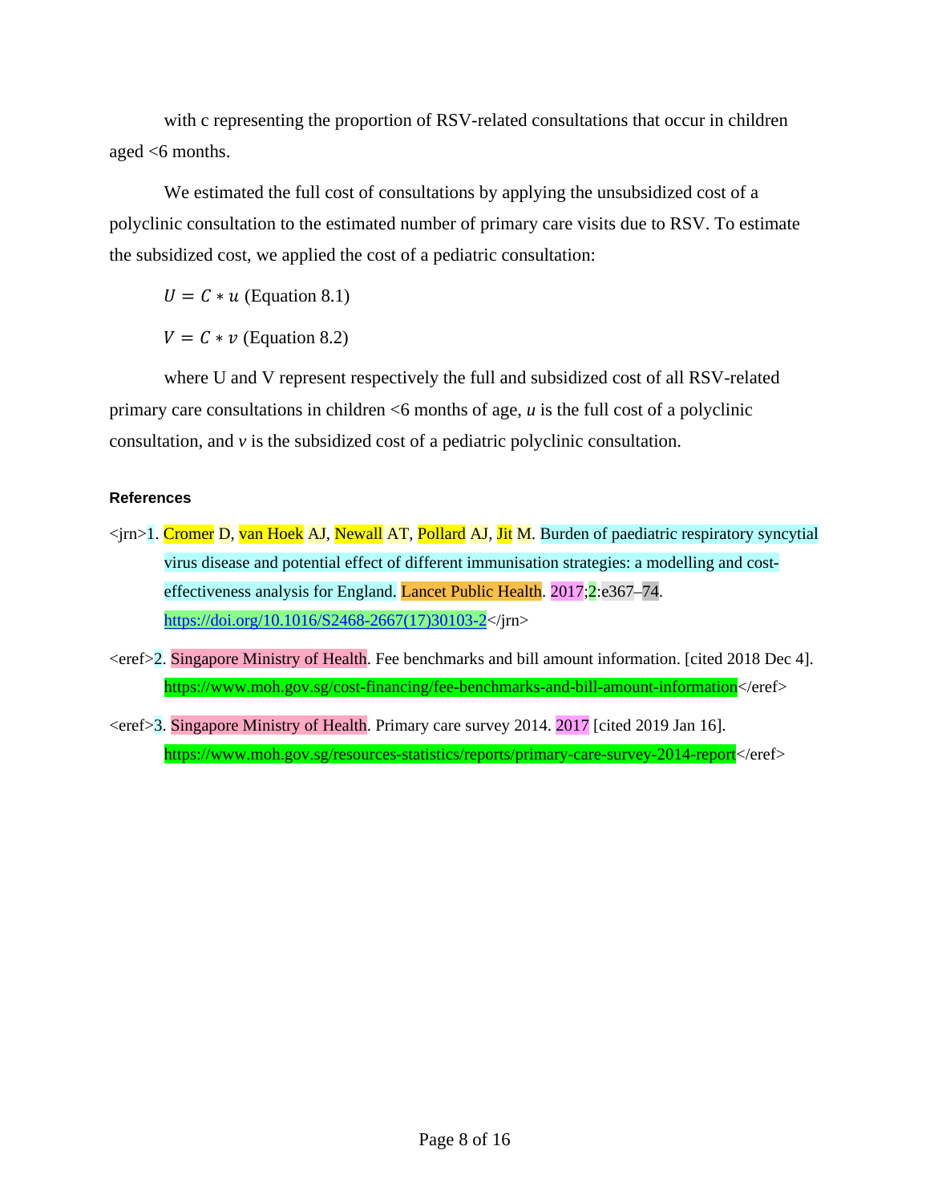with c representing the proportion of RSV-related consultations that occur in children aged <6 months.

We estimated the full cost of consultations by applying the unsubsidized cost of a polyclinic consultation to the estimated number of primary care visits due to RSV. To estimate the subsidized cost, we applied the cost of a pediatric consultation:

$U = C * u$ (Equation 8.1)

$V = C * v$ (Equation 8.2)

where U and V represent respectively the full and subsidized cost of all RSV-related primary care consultations in children <6 months of age, $u$ is the full cost of a polyclinic consultation, and $v$ is the subsidized cost of a pediatric polyclinic consultation.

#### References

<jrn>1. Cromer D, van Hoek AJ, Newall AT, Pollard AJ, Jit M. Burden of paediatric respiratory syncytial virus disease and potential effect of different immunisation strategies: a modelling and cost-effectiveness analysis for England. Lancet Public Health. 2017;2:e367–74. https://doi.org/10.1016/S2468-2667(17)30103-2</jrn>

<eref>2. Singapore Ministry of Health. Fee benchmarks and bill amount information. [cited 2018 Dec 4]. https://www.moh.gov.sg/cost-financing/fee-benchmarks-and-bill-amount-information</eref>

<eref>3. Singapore Ministry of Health. Primary care survey 2014. 2017 [cited 2019 Jan 16]. https://www.moh.gov.sg/resources-statistics/reports/primary-care-survey-2014-report</eref>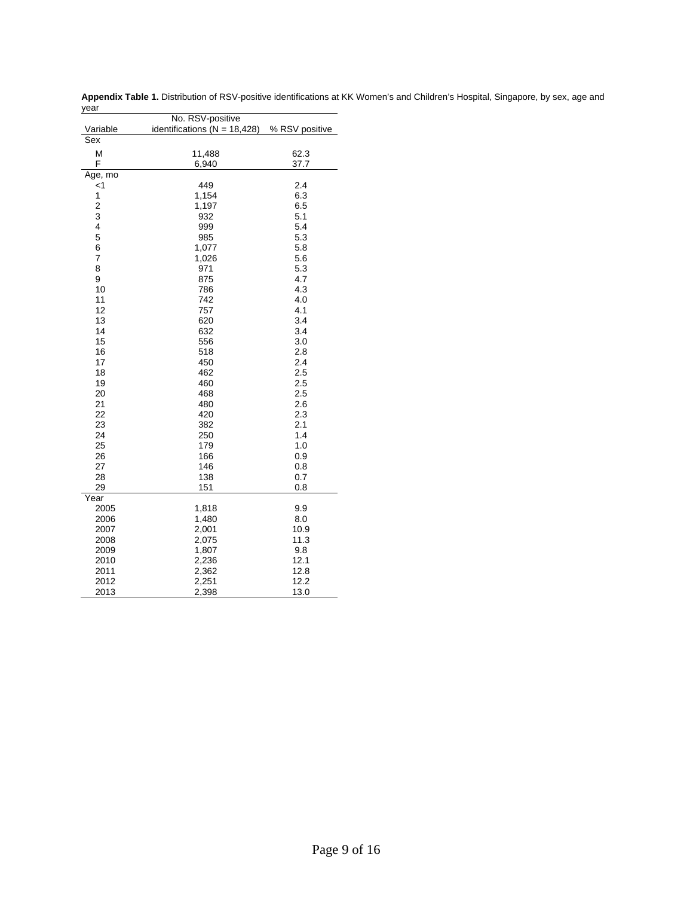**Appendix Table 1.** Distribution of RSV-positive identifications at KK Women's and Children's Hospital, Singapore, by sex, age and year

| Variable | No. RSV-positive identifications (N = 18,428) | % RSV positive |
|---|---|---|
| Sex | | |
| M | 11,488 | 62.3 |
| F | 6,940 | 37.7 |
| Age, mo | | |
| <1 | 449 | 2.4 |
| 1 | 1,154 | 6.3 |
| 2 | 1,197 | 6.5 |
| 3 | 932 | 5.1 |
| 4 | 999 | 5.4 |
| 5 | 985 | 5.3 |
| 6 | 1,077 | 5.8 |
| 7 | 1,026 | 5.6 |
| 8 | 971 | 5.3 |
| 9 | 875 | 4.7 |
| 10 | 786 | 4.3 |
| 11 | 742 | 4.0 |
| 12 | 757 | 4.1 |
| 13 | 620 | 3.4 |
| 14 | 632 | 3.4 |
| 15 | 556 | 3.0 |
| 16 | 518 | 2.8 |
| 17 | 450 | 2.4 |
| 18 | 462 | 2.5 |
| 19 | 460 | 2.5 |
| 20 | 468 | 2.5 |
| 21 | 480 | 2.6 |
| 22 | 420 | 2.3 |
| 23 | 382 | 2.1 |
| 24 | 250 | 1.4 |
| 25 | 179 | 1.0 |
| 26 | 166 | 0.9 |
| 27 | 146 | 0.8 |
| 28 | 138 | 0.7 |
| 29 | 151 | 0.8 |
| Year | | |
| 2005 | 1,818 | 9.9 |
| 2006 | 1,480 | 8.0 |
| 2007 | 2,001 | 10.9 |
| 2008 | 2,075 | 11.3 |
| 2009 | 1,807 | 9.8 |
| 2010 | 2,236 | 12.1 |
| 2011 | 2,362 | 12.8 |
| 2012 | 2,251 | 12.2 |
| 2013 | 2,398 | 13.0 |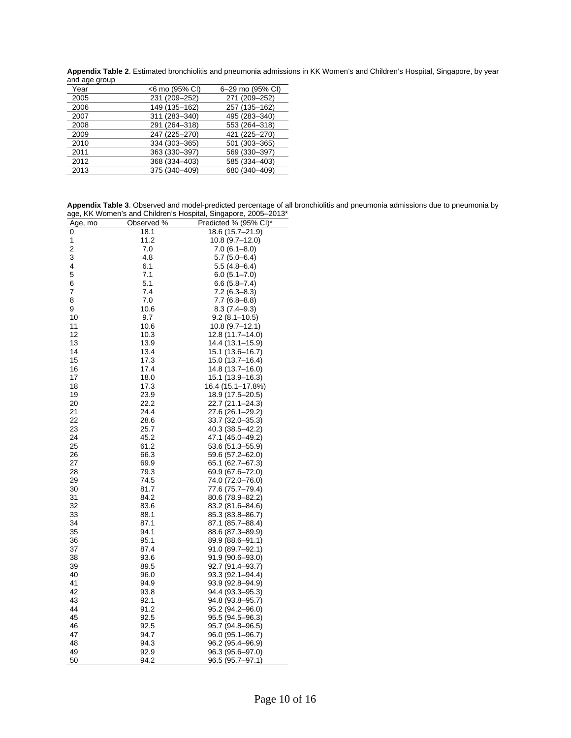**Appendix Table 2**. Estimated bronchiolitis and pneumonia admissions in KK Women's and Children's Hospital, Singapore, by year and age group

| Year | <6 mo (95% CI) | 6–29 mo (95% CI) |
|---|---|---|
| 2005 | 231 (209–252) | 271 (209–252) |
| 2006 | 149 (135–162) | 257 (135–162) |
| 2007 | 311 (283–340) | 495 (283–340) |
| 2008 | 291 (264–318) | 553 (264–318) |
| 2009 | 247 (225–270) | 421 (225–270) |
| 2010 | 334 (303–365) | 501 (303–365) |
| 2011 | 363 (330–397) | 569 (330–397) |
| 2012 | 368 (334–403) | 585 (334–403) |
| 2013 | 375 (340–409) | 680 (340–409) |

**Appendix Table 3**. Observed and model-predicted percentage of all bronchiolitis and pneumonia admissions due to pneumonia by age, KK Women's and Children's Hospital, Singapore, 2005–2013*

| Age, mo | Observed % | Predicted % (95% CI)* |
|---|---|---|
| 0 | 18.1 | 18.6 (15.7–21.9) |
| 1 | 11.2 | 10.8 (9.7–12.0) |
| 2 | 7.0 | 7.0 (6.1–8.0) |
| 3 | 4.8 | 5.7 (5.0–6.4) |
| 4 | 6.1 | 5.5 (4.8–6.4) |
| 5 | 7.1 | 6.0 (5.1–7.0) |
| 6 | 5.1 | 6.6 (5.8–7.4) |
| 7 | 7.4 | 7.2 (6.3–8.3) |
| 8 | 7.0 | 7.7 (6.8–8.8) |
| 9 | 10.6 | 8.3 (7.4–9.3) |
| 10 | 9.7 | 9.2 (8.1–10.5) |
| 11 | 10.6 | 10.8 (9.7–12.1) |
| 12 | 10.3 | 12.8 (11.7–14.0) |
| 13 | 13.9 | 14.4 (13.1–15.9) |
| 14 | 13.4 | 15.1 (13.6–16.7) |
| 15 | 17.3 | 15.0 (13.7–16.4) |
| 16 | 17.4 | 14.8 (13.7–16.0) |
| 17 | 18.0 | 15.1 (13.9–16.3) |
| 18 | 17.3 | 16.4 (15.1–17.8%) |
| 19 | 23.9 | 18.9 (17.5–20.5) |
| 20 | 22.2 | 22.7 (21.1–24.3) |
| 21 | 24.4 | 27.6 (26.1–29.2) |
| 22 | 28.6 | 33.7 (32.0–35.3) |
| 23 | 25.7 | 40.3 (38.5–42.2) |
| 24 | 45.2 | 47.1 (45.0–49.2) |
| 25 | 61.2 | 53.6 (51.3–55.9) |
| 26 | 66.3 | 59.6 (57.2–62.0) |
| 27 | 69.9 | 65.1 (62.7–67.3) |
| 28 | 79.3 | 69.9 (67.6–72.0) |
| 29 | 74.5 | 74.0 (72.0–76.0) |
| 30 | 81.7 | 77.6 (75.7–79.4) |
| 31 | 84.2 | 80.6 (78.9–82.2) |
| 32 | 83.6 | 83.2 (81.6–84.6) |
| 33 | 88.1 | 85.3 (83.8–86.7) |
| 34 | 87.1 | 87.1 (85.7–88.4) |
| 35 | 94.1 | 88.6 (87.3–89.9) |
| 36 | 95.1 | 89.9 (88.6–91.1) |
| 37 | 87.4 | 91.0 (89.7–92.1) |
| 38 | 93.6 | 91.9 (90.6–93.0) |
| 39 | 89.5 | 92.7 (91.4–93.7) |
| 40 | 96.0 | 93.3 (92.1–94.4) |
| 41 | 94.9 | 93.9 (92.8–94.9) |
| 42 | 93.8 | 94.4 (93.3–95.3) |
| 43 | 92.1 | 94.8 (93.8–95.7) |
| 44 | 91.2 | 95.2 (94.2–96.0) |
| 45 | 92.5 | 95.5 (94.5–96.3) |
| 46 | 92.5 | 95.7 (94.8–96.5) |
| 47 | 94.7 | 96.0 (95.1–96.7) |
| 48 | 94.3 | 96.2 (95.4–96.9) |
| 49 | 92.9 | 96.3 (95.6–97.0) |
| 50 | 94.2 | 96.5 (95.7–97.1) |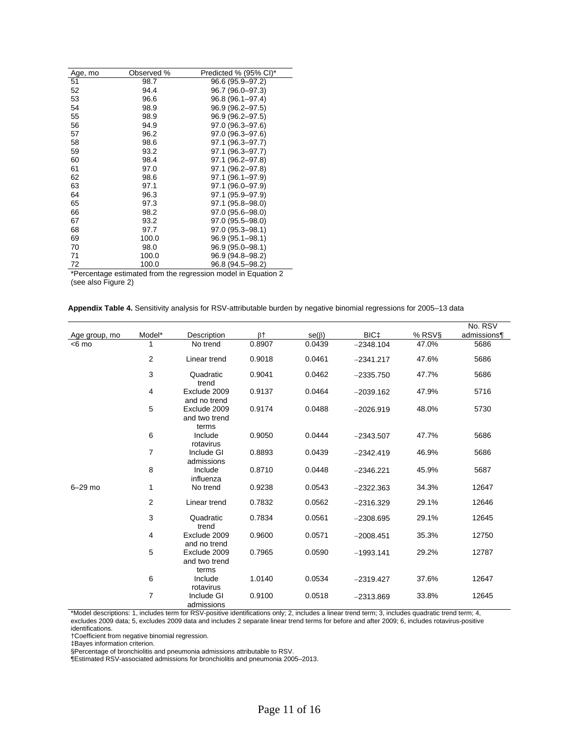| Age, mo | Observed % | Predicted % (95% CI)* |
|---|---|---|
| 51 | 98.7 | 96.6 (95.9–97.2) |
| 52 | 94.4 | 96.7 (96.0–97.3) |
| 53 | 96.6 | 96.8 (96.1–97.4) |
| 54 | 98.9 | 96.9 (96.2–97.5) |
| 55 | 98.9 | 96.9 (96.2–97.5) |
| 56 | 94.9 | 97.0 (96.3–97.6) |
| 57 | 96.2 | 97.0 (96.3–97.6) |
| 58 | 98.6 | 97.1 (96.3–97.7) |
| 59 | 93.2 | 97.1 (96.3–97.7) |
| 60 | 98.4 | 97.1 (96.2–97.8) |
| 61 | 97.0 | 97.1 (96.2–97.8) |
| 62 | 98.6 | 97.1 (96.1–97.9) |
| 63 | 97.1 | 97.1 (96.0–97.9) |
| 64 | 96.3 | 97.1 (95.9–97.9) |
| 65 | 97.3 | 97.1 (95.8–98.0) |
| 66 | 98.2 | 97.0 (95.6–98.0) |
| 67 | 93.2 | 97.0 (95.5–98.0) |
| 68 | 97.7 | 97.0 (95.3–98.1) |
| 69 | 100.0 | 96.9 (95.1–98.1) |
| 70 | 98.0 | 96.9 (95.0–98.1) |
| 71 | 100.0 | 96.9 (94.8–98.2) |
| 72 | 100.0 | 96.8 (94.5–98.2) |

*Percentage estimated from the regression model in Equation 2 (see also Figure 2)

**Appendix Table 4.** Sensitivity analysis for RSV-attributable burden by negative binomial regressions for 2005–13 data

| Age group, mo | Model* | Description | β† | se(β) | BIC‡ | % RSV§ | No. RSV admissions¶ |
|---|---|---|---|---|---|---|---|
| <6 mo | 1 | No trend | 0.8907 | 0.0439 | −2348.104 | 47.0% | 5686 |
| | 2 | Linear trend | 0.9018 | 0.0461 | −2341.217 | 47.6% | 5686 |
| | 3 | Quadratic trend | 0.9041 | 0.0462 | −2335.750 | 47.7% | 5686 |
| | 4 | Exclude 2009 and no trend | 0.9137 | 0.0464 | −2039.162 | 47.9% | 5716 |
| | 5 | Exclude 2009 and two trend terms | 0.9174 | 0.0488 | −2026.919 | 48.0% | 5730 |
| | 6 | Include rotavirus | 0.9050 | 0.0444 | −2343.507 | 47.7% | 5686 |
| | 7 | Include GI admissions | 0.8893 | 0.0439 | −2342.419 | 46.9% | 5686 |
| | 8 | Include influenza | 0.8710 | 0.0448 | −2346.221 | 45.9% | 5687 |
| 6–29 mo | 1 | No trend | 0.9238 | 0.0543 | −2322.363 | 34.3% | 12647 |
| | 2 | Linear trend | 0.7832 | 0.0562 | −2316.329 | 29.1% | 12646 |
| | 3 | Quadratic trend | 0.7834 | 0.0561 | −2308.695 | 29.1% | 12645 |
| | 4 | Exclude 2009 and no trend | 0.9600 | 0.0571 | −2008.451 | 35.3% | 12750 |
| | 5 | Exclude 2009 and two trend terms | 0.7965 | 0.0590 | −1993.141 | 29.2% | 12787 |
| | 6 | Include rotavirus | 1.0140 | 0.0534 | −2319.427 | 37.6% | 12647 |
| | 7 | Include GI admissions | 0.9100 | 0.0518 | −2313.869 | 33.8% | 12645 |

*Model descriptions: 1, includes term for RSV-positive identifications only; 2, includes a linear trend term; 3, includes quadratic trend term; 4, excludes 2009 data; 5, excludes 2009 data and includes 2 separate linear trend terms for before and after 2009; 6, includes rotavirus-positive identifications.
†Coefficient from negative binomial regression.
‡Bayes information criterion.
§Percentage of bronchiolitis and pneumonia admissions attributable to RSV.
¶Estimated RSV-associated admissions for bronchiolitis and pneumonia 2005–2013.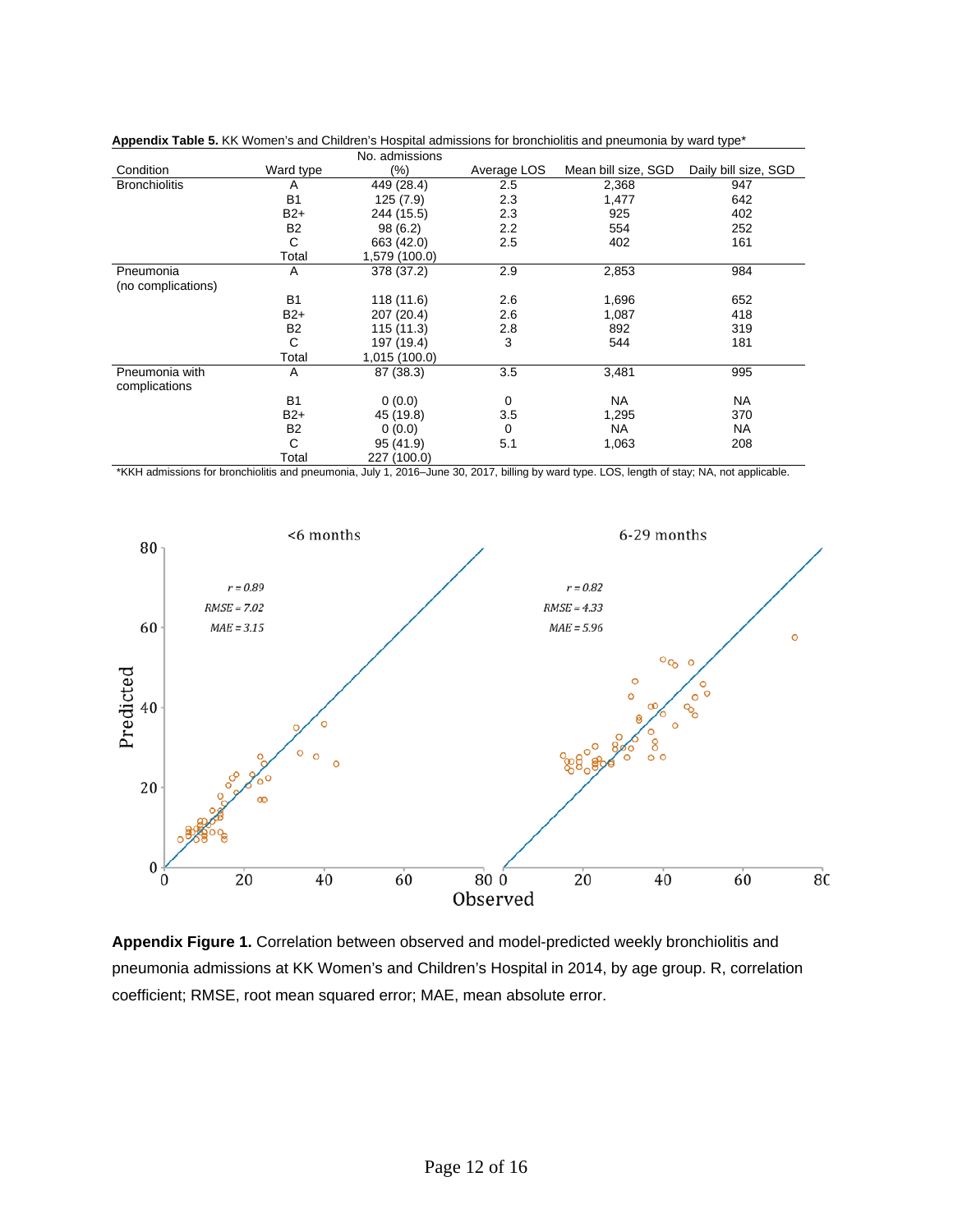**Appendix Table 5.** KK Women's and Children's Hospital admissions for bronchiolitis and pneumonia by ward type*

| Condition | Ward type | No. admissions (%) | Average LOS | Mean bill size, SGD | Daily bill size, SGD |
|---|---|---|---|---|---|
| Bronchiolitis | A | 449 (28.4) | 2.5 | 2,368 | 947 |
| | B1 | 125 (7.9) | 2.3 | 1,477 | 642 |
| | B2+ | 244 (15.5) | 2.3 | 925 | 402 |
| | B2 | 98 (6.2) | 2.2 | 554 | 252 |
| | C | 663 (42.0) | 2.5 | 402 | 161 |
| | Total | 1,579 (100.0) | | | |
| Pneumonia (no complications) | A | 378 (37.2) | 2.9 | 2,853 | 984 |
| | B1 | 118 (11.6) | 2.6 | 1,696 | 652 |
| | B2+ | 207 (20.4) | 2.6 | 1,087 | 418 |
| | B2 | 115 (11.3) | 2.8 | 892 | 319 |
| | C | 197 (19.4) | 3 | 544 | 181 |
| | Total | 1,015 (100.0) | | | |
| Pneumonia with complications | A | 87 (38.3) | 3.5 | 3,481 | 995 |
| | B1 | 0 (0.0) | 0 | NA | NA |
| | B2+ | 45 (19.8) | 3.5 | 1,295 | 370 |
| | B2 | 0 (0.0) | 0 | NA | NA |
| | C | 95 (41.9) | 5.1 | 1,063 | 208 |
| | Total | 227 (100.0) | | | |

*KKH admissions for bronchiolitis and pneumonia, July 1, 2016–June 30, 2017, billing by ward type. LOS, length of stay; NA, not applicable.

**Appendix Figure 1.** Correlation between observed and model-predicted weekly bronchiolitis and pneumonia admissions at KK Women's and Children's Hospital in 2014, by age group. R, correlation coefficient; RMSE, root mean squared error; MAE, mean absolute error.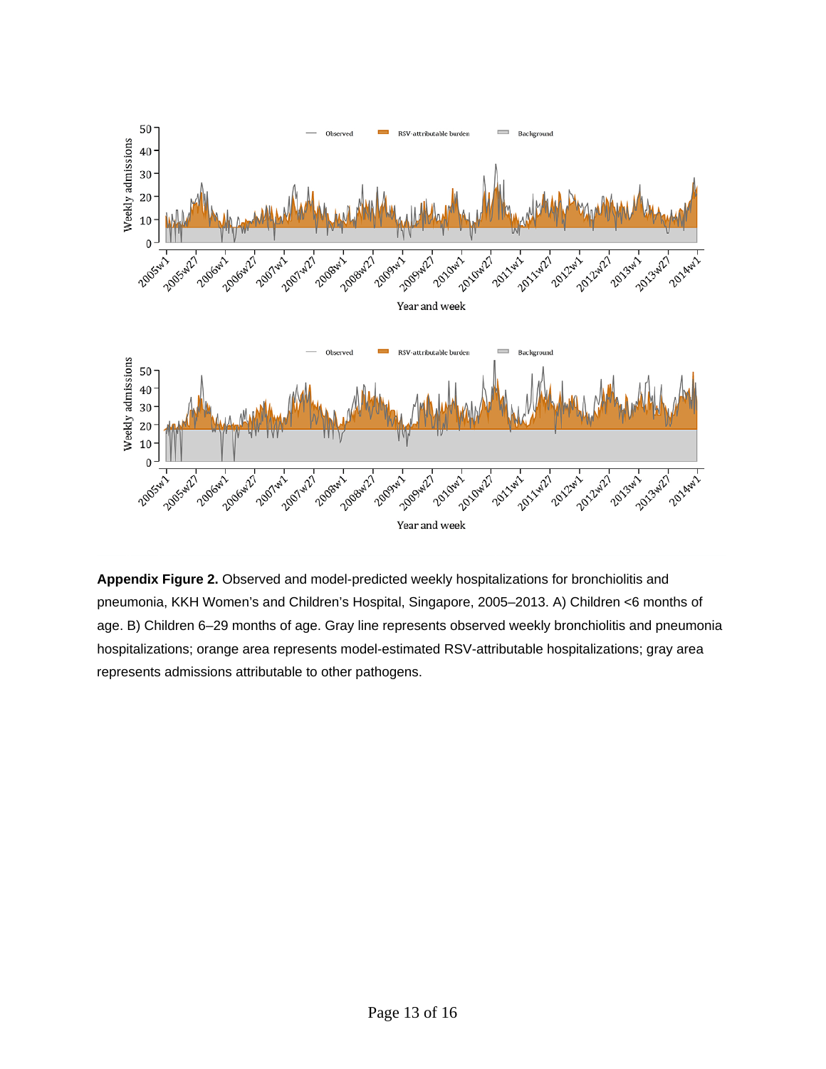**Appendix Figure 2.** Observed and model-predicted weekly hospitalizations for bronchiolitis and pneumonia, KKH Women's and Children's Hospital, Singapore, 2005–2013. A) Children <6 months of age. B) Children 6–29 months of age. Gray line represents observed weekly bronchiolitis and pneumonia hospitalizations; orange area represents model-estimated RSV-attributable hospitalizations; gray area represents admissions attributable to other pathogens.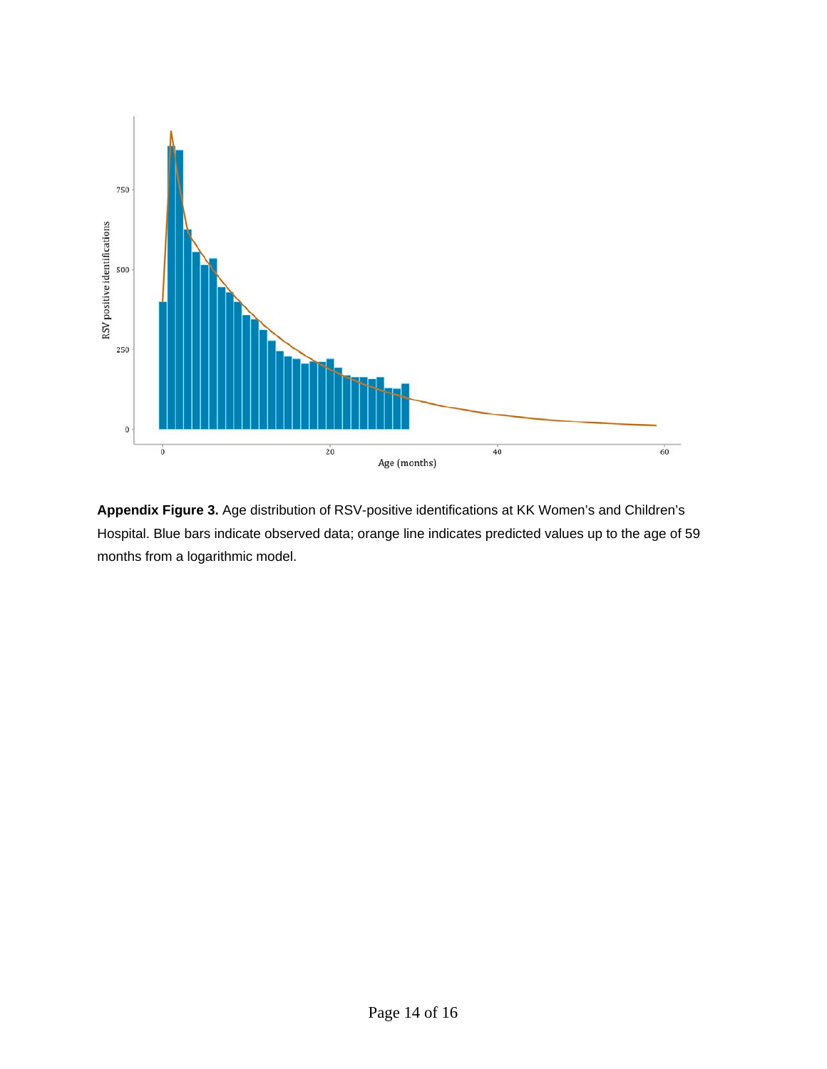**Appendix Figure 3.** Age distribution of RSV-positive identifications at KK Women's and Children's Hospital. Blue bars indicate observed data; orange line indicates predicted values up to the age of 59 months from a logarithmic model.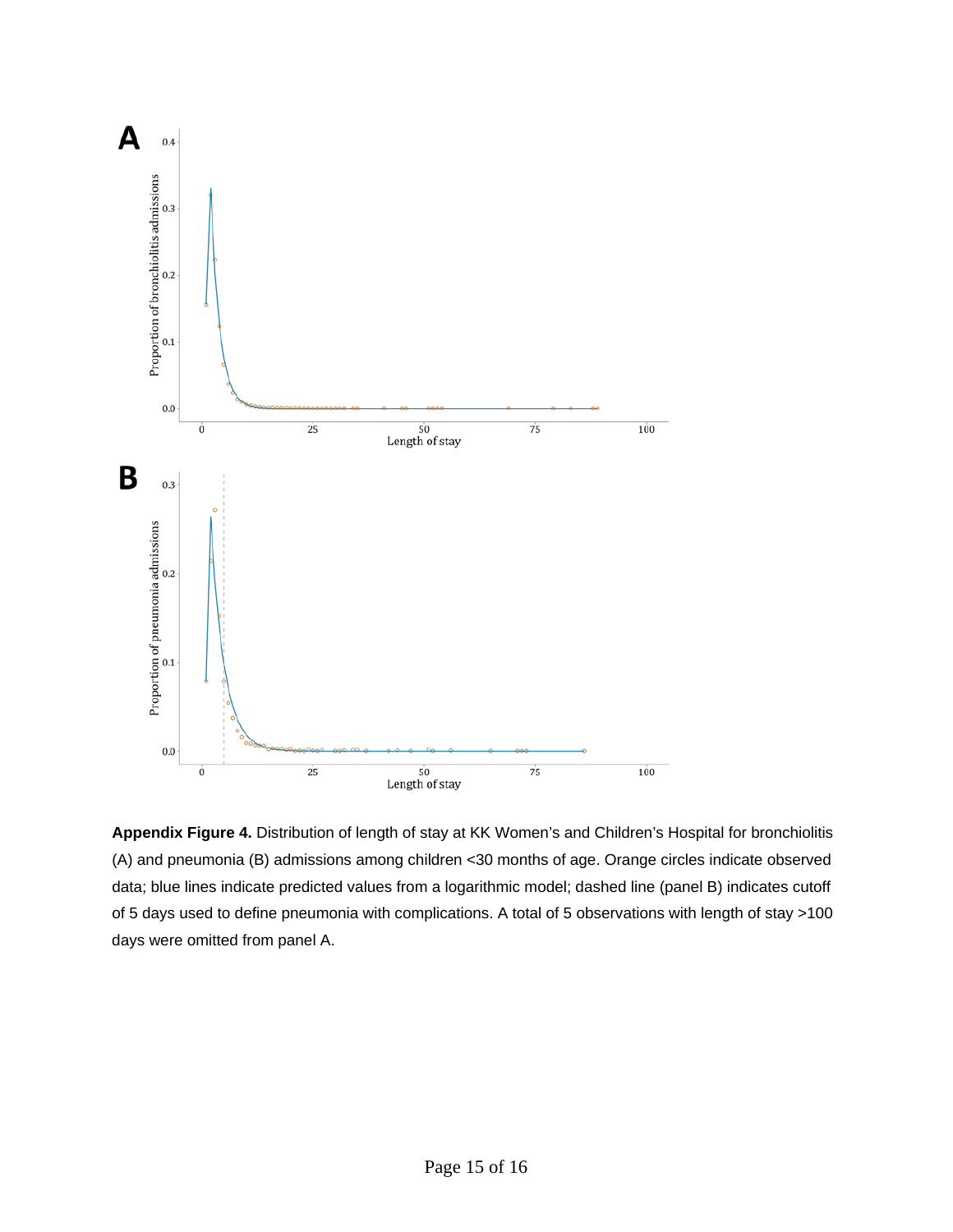**Appendix Figure 4.** Distribution of length of stay at KK Women's and Children's Hospital for bronchiolitis (A) and pneumonia (B) admissions among children <30 months of age. Orange circles indicate observed data; blue lines indicate predicted values from a logarithmic model; dashed line (panel B) indicates cutoff of 5 days used to define pneumonia with complications. A total of 5 observations with length of stay >100 days were omitted from panel A.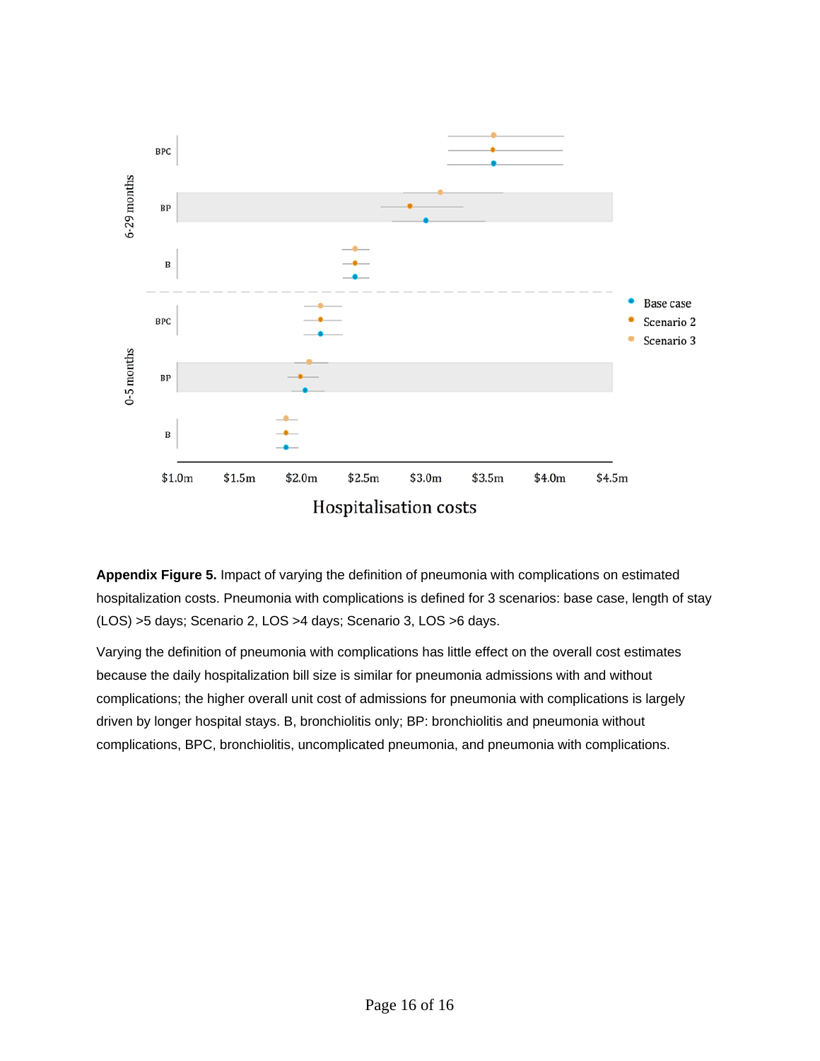6-29 months

BPC

BP

B

0-5 months

BPC

BP

B

Base case

Scenario 2

Scenario 3

$1.0m $1.5m $2.0m $2.5m $3.0m $3.5m $4.0m $4.5m

Hospitalisation costs

**Appendix Figure 5.** Impact of varying the definition of pneumonia with complications on estimated hospitalization costs. Pneumonia with complications is defined for 3 scenarios: base case, length of stay (LOS) >5 days; Scenario 2, LOS >4 days; Scenario 3, LOS >6 days.

Varying the definition of pneumonia with complications has little effect on the overall cost estimates because the daily hospitalization bill size is similar for pneumonia admissions with and without complications; the higher overall unit cost of admissions for pneumonia with complications is largely driven by longer hospital stays. B, bronchiolitis only; BP: bronchiolitis and pneumonia without complications, BPC, bronchiolitis, uncomplicated pneumonia, and pneumonia with complications.